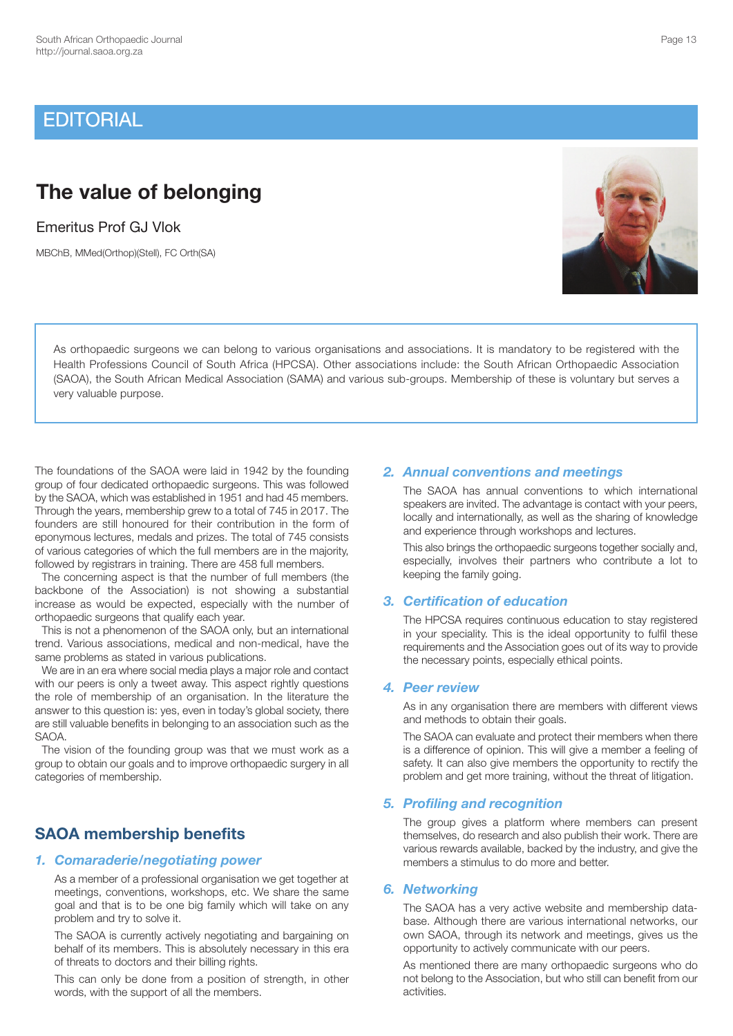# EDITORIAL

## The value of belonging

Emeritus Prof GJ Vlok

MBChB, MMed(Orthop)(Stell), FC Orth(SA)

As orthopaedic surgeons we can belong to various organisations and associations. It is mandatory to be registered with the Health Professions Council of South Africa (HPCSA). Other associations include: the South African Orthopaedic Association (SAOA), the South African Medical Association (SAMA) and various sub-groups. Membership of these is voluntary but serves a very valuable purpose.

The foundations of the SAOA were laid in 1942 by the founding group of four dedicated orthopaedic surgeons. This was followed by the SAOA, which was established in 1951 and had 45 members. Through the years, membership grew to a total of 745 in 2017. The founders are still honoured for their contribution in the form of eponymous lectures, medals and prizes. The total of 745 consists of various categories of which the full members are in the majority, followed by registrars in training. There are 458 full members.

The concerning aspect is that the number of full members (the backbone of the Association) is not showing a substantial increase as would be expected, especially with the number of orthopaedic surgeons that qualify each year.

This is not a phenomenon of the SAOA only, but an international trend. Various associations, medical and non-medical, have the same problems as stated in various publications.

We are in an era where social media plays a major role and contact with our peers is only a tweet away. This aspect rightly questions the role of membership of an organisation. In the literature the answer to this question is: yes, even in today's global society, there are still valuable benefits in belonging to an association such as the SAOA.

The vision of the founding group was that we must work as a group to obtain our goals and to improve orthopaedic surgery in all categories of membership.

## SAOA membership benefits

### 1. Comaraderie/negotiating power

As a member of a professional organisation we get together at meetings, conventions, workshops, etc. We share the same goal and that is to be one big family which will take on any problem and try to solve it.

The SAOA is currently actively negotiating and bargaining on behalf of its members. This is absolutely necessary in this era of threats to doctors and their billing rights.

This can only be done from a position of strength, in other words, with the support of all the members.

### 2. Annual conventions and meetings

The SAOA has annual conventions to which international speakers are invited. The advantage is contact with your peers, locally and internationally, as well as the sharing of knowledge and experience through workshops and lectures.

This also brings the orthopaedic surgeons together socially and, especially, involves their partners who contribute a lot to keeping the family going.

### 3. Certification of education

The HPCSA requires continuous education to stay registered in your speciality. This is the ideal opportunity to fulfil these requirements and the Association goes out of its way to provide the necessary points, especially ethical points.

### 4. Peer review

As in any organisation there are members with different views and methods to obtain their goals.

The SAOA can evaluate and protect their members when there is a difference of opinion. This will give a member a feeling of safety. It can also give members the opportunity to rectify the problem and get more training, without the threat of litigation.

### 5. Profiling and recognition

The group gives a platform where members can present themselves, do research and also publish their work. There are various rewards available, backed by the industry, and give the members a stimulus to do more and better.

### 6. Networking

The SAOA has a very active website and membership database. Although there are various international networks, our own SAOA, through its network and meetings, gives us the opportunity to actively communicate with our peers.

As mentioned there are many orthopaedic surgeons who do not belong to the Association, but who still can benefit from our activities.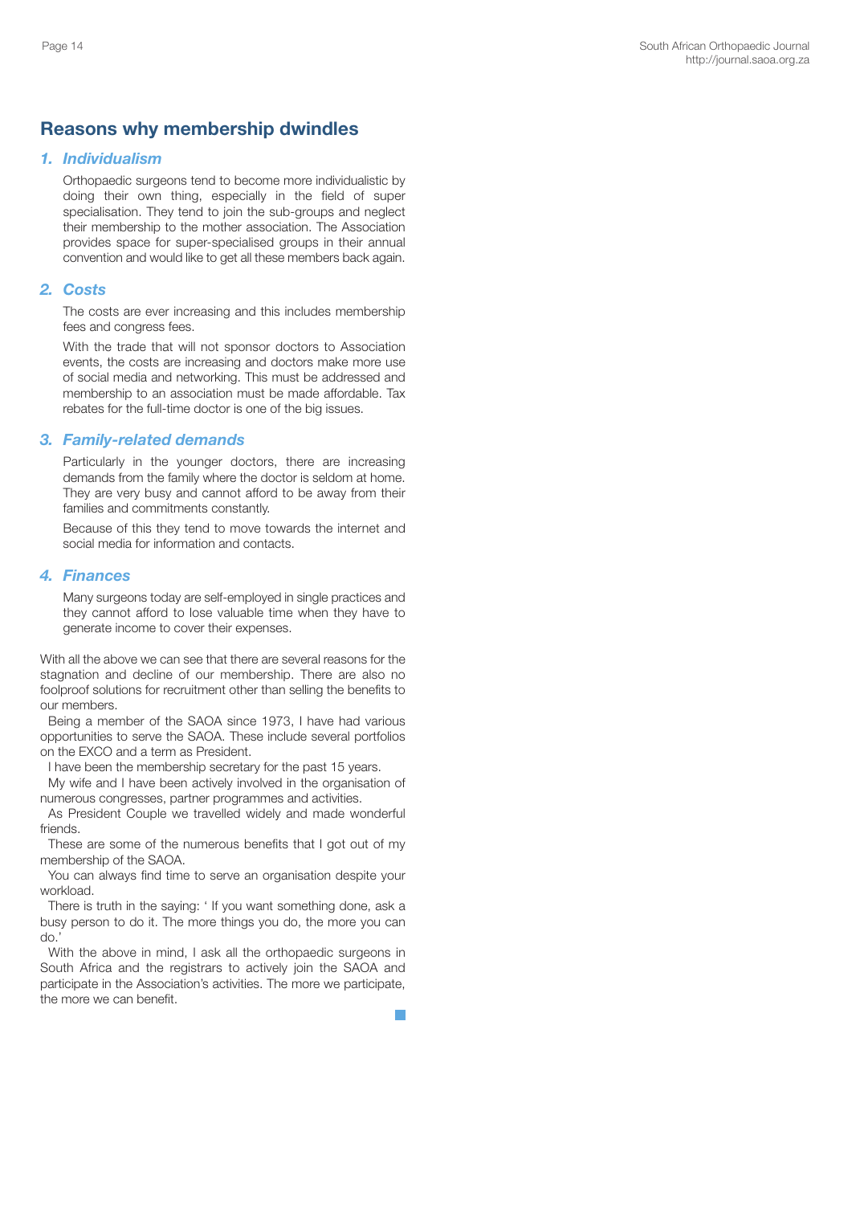## Reasons why membership dwindles

### 1. *Individualism*

Orthopaedic surgeons tend to become more individualistic by doing their own thing, especially in the field of super specialisation. They tend to join the sub-groups and neglect their membership to the mother association. The Association provides space for super-specialised groups in their annual convention and would like to get all these members back again.

### 2. *Costs*

The costs are ever increasing and this includes membership fees and congress fees.

With the trade that will not sponsor doctors to Association events, the costs are increasing and doctors make more use of social media and networking. This must be addressed and membership to an association must be made affordable. Tax rebates for the full-time doctor is one of the big issues.

### 3. *Family-related demands*

Particularly in the younger doctors, there are increasing demands from the family where the doctor is seldom at home. They are very busy and cannot afford to be away from their families and commitments constantly.

Because of this they tend to move towards the internet and social media for information and contacts.

### 4. *Finances*

Many surgeons today are self-employed in single practices and they cannot afford to lose valuable time when they have to generate income to cover their expenses.

With all the above we can see that there are several reasons for the stagnation and decline of our membership. There are also no foolproof solutions for recruitment other than selling the benefits to our members.

Being a member of the SAOA since 1973, I have had various opportunities to serve the SAOA. These include several portfolios on the EXCO and a term as President.

I have been the membership secretary for the past 15 years.

My wife and I have been actively involved in the organisation of numerous congresses, partner programmes and activities.

As President Couple we travelled widely and made wonderful friends.

These are some of the numerous benefits that I got out of my membership of the SAOA.

You can always find time to serve an organisation despite your workload.

There is truth in the saying: ' If you want something done, ask a busy person to do it. The more things you do, the more you can do.'

With the above in mind, I ask all the orthopaedic surgeons in South Africa and the registrars to actively join the SAOA and participate in the Association's activities. The more we participate, the more we can benefit.